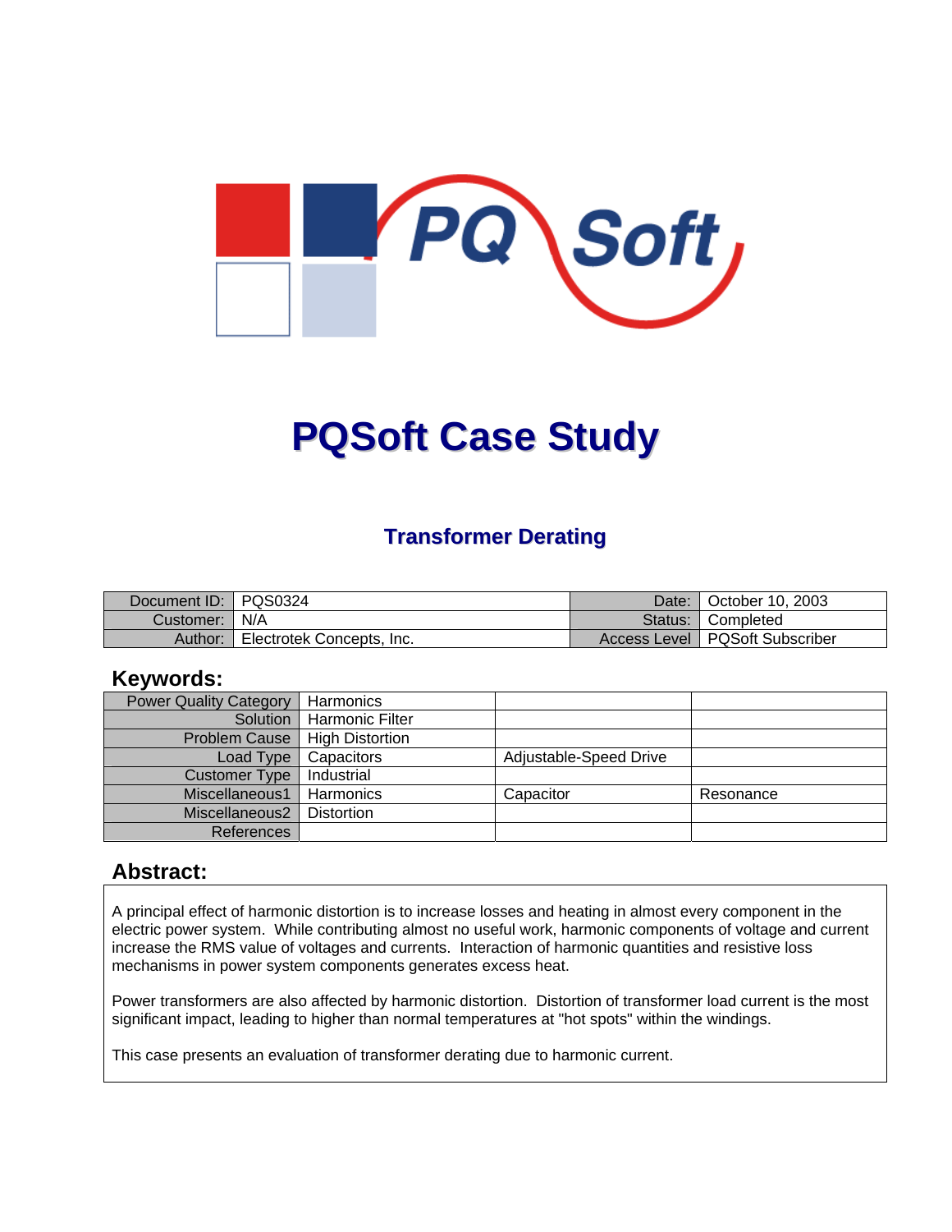# PQSoft Case Study

## Transformer Derating

| Document ID: | PQS0324 | Date: | October 10, 2003 |
|---|---|---|---|
| Customer: | N/A | Status: | Completed |
| Author: | Electrotek Concepts, Inc. | Access Level | PQSoft Subscriber |

## Keywords:

| Power Quality Category | Harmonics | | |
|---|---|---|---|
| Solution | Harmonic Filter | | |
| Problem Cause | High Distortion | | |
| Load Type | Capacitors | Adjustable-Speed Drive | |
| Customer Type | Industrial | | |
| Miscellaneous1 | Harmonics | Capacitor | Resonance |
| Miscellaneous2 | Distortion | | |
| References | | | |

## Abstract:

A principal effect of harmonic distortion is to increase losses and heating in almost every component in the electric power system. While contributing almost no useful work, harmonic components of voltage and current increase the RMS value of voltages and currents. Interaction of harmonic quantities and resistive loss mechanisms in power system components generates excess heat.

Power transformers are also affected by harmonic distortion. Distortion of transformer load current is the most significant impact, leading to higher than normal temperatures at "hot spots" within the windings.

This case presents an evaluation of transformer derating due to harmonic current.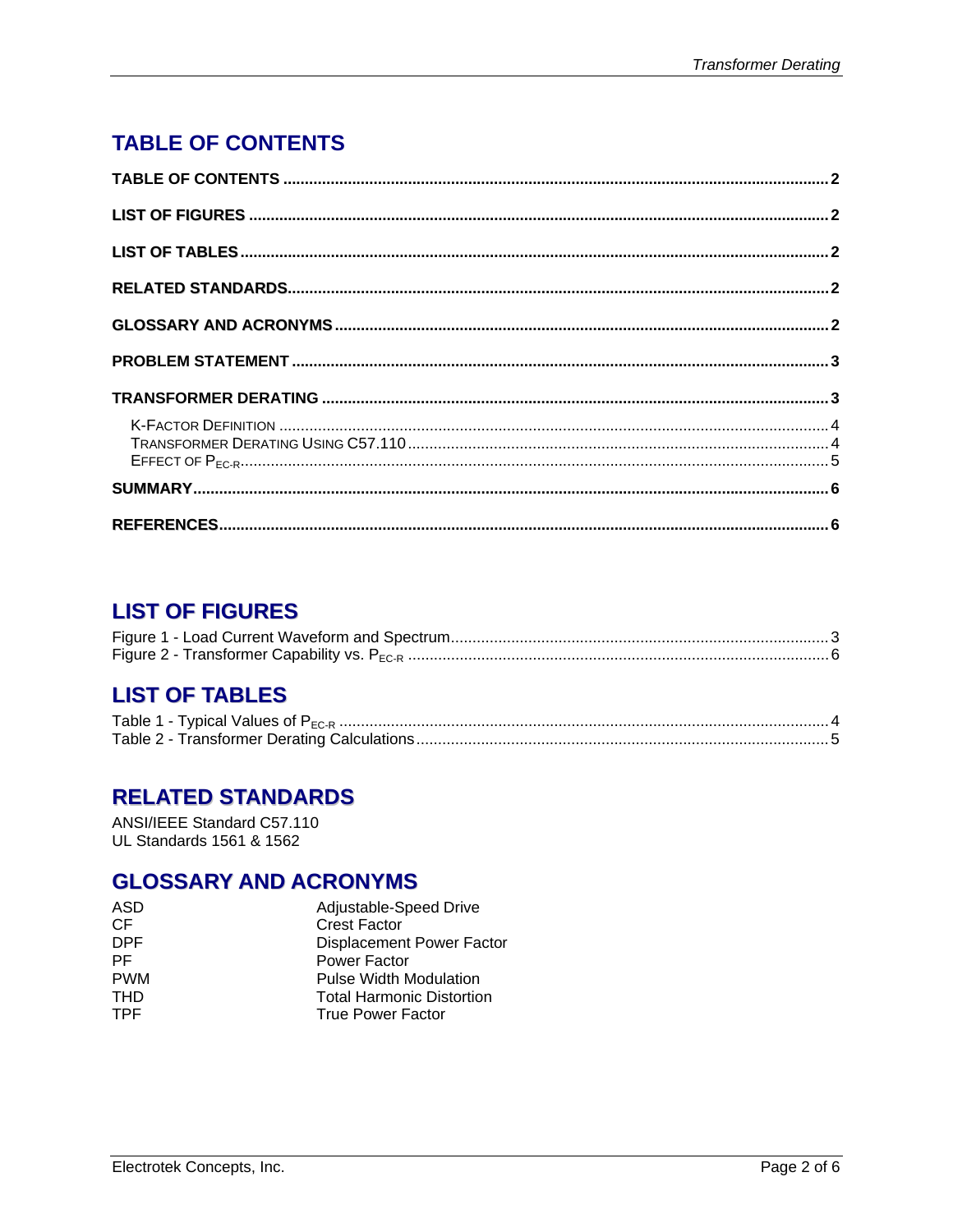# TABLE OF CONTENTS

**TABLE OF CONTENTS** .......... **2**

**LIST OF FIGURES** .......... **2**

**LIST OF TABLES** .......... **2**

**RELATED STANDARDS** .......... **2**

**GLOSSARY AND ACRONYMS** .......... **2**

**PROBLEM STATEMENT** .......... **3**

**TRANSFORMER DERATING** .......... **3**

- K-FACTOR DEFINITION .......... 4
- TRANSFORMER DERATING USING C57.110 .......... 4
- EFFECT OF $P_{EC-R}$ .......... 5

**SUMMARY** .......... **6**

**REFERENCES** .......... **6**

# LIST OF FIGURES

Figure 1 - Load Current Waveform and Spectrum .......... 3
Figure 2 - Transformer Capability vs. $P_{EC-R}$ .......... 6

# LIST OF TABLES

Table 1 - Typical Values of $P_{EC-R}$ .......... 4
Table 2 - Transformer Derating Calculations .......... 5

# RELATED STANDARDS

ANSI/IEEE Standard C57.110
UL Standards 1561 & 1562

# GLOSSARY AND ACRONYMS

| | |
|---|---|
| ASD | Adjustable-Speed Drive |
| CF | Crest Factor |
| DPF | Displacement Power Factor |
| PF | Power Factor |
| PWM | Pulse Width Modulation |
| THD | Total Harmonic Distortion |
| TPF | True Power Factor |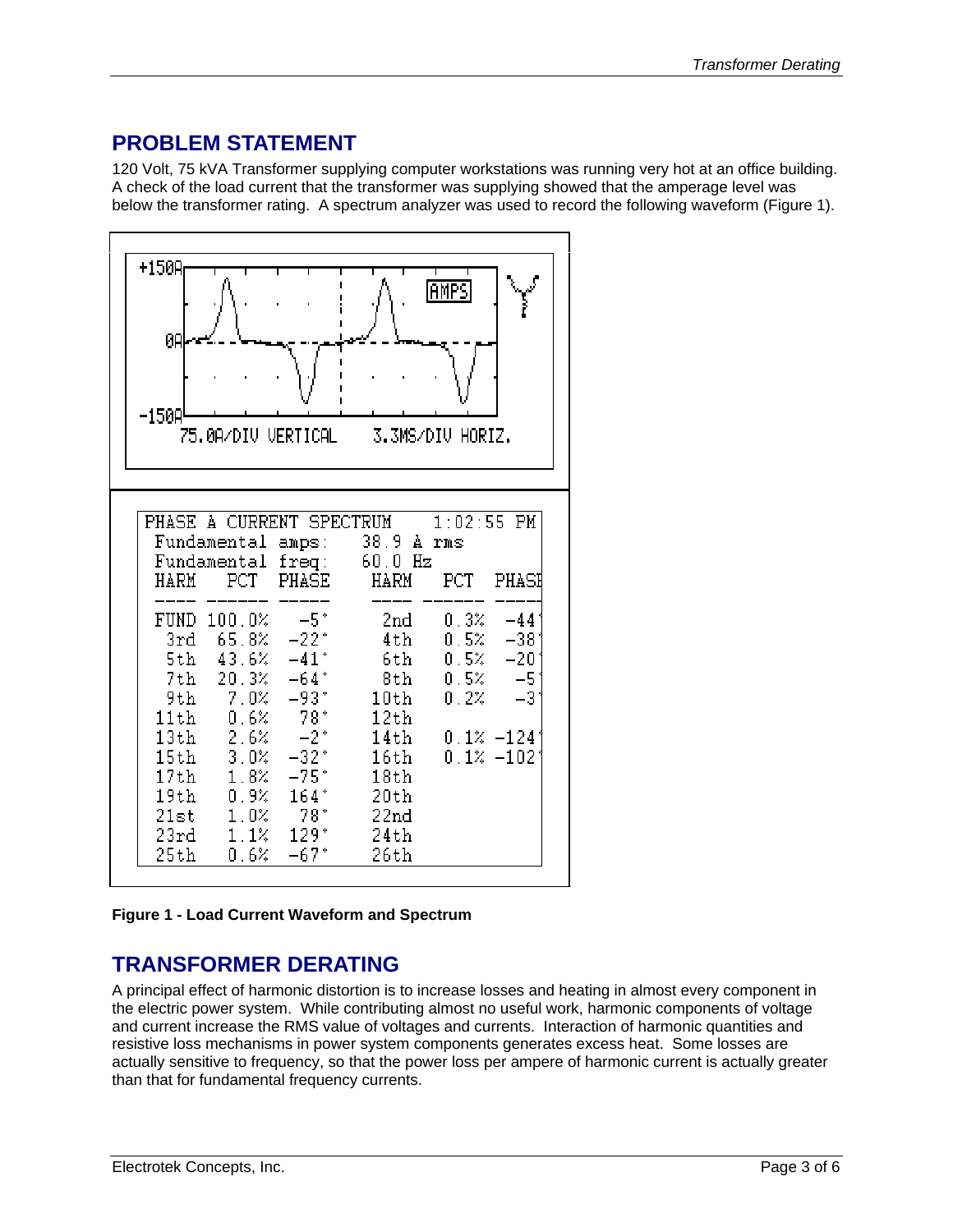## PROBLEM STATEMENT

120 Volt, 75 kVA Transformer supplying computer workstations was running very hot at an office building. A check of the load current that the transformer was supplying showed that the amperage level was below the transformer rating. A spectrum analyzer was used to record the following waveform (Figure 1).

PHASE A CURRENT SPECTRUM 1:02:55 PM

Fundamental amps: 38.9 A rms

Fundamental freq: 60.0 Hz

| HARM | PCT | PHASE | HARM | PCT | PHASE |
|---|---|---|---|---|---|
| FUND | 100.0% | -5° | 2nd | 0.3% | -44° |
| 3rd | 65.8% | -22° | 4th | 0.5% | -38° |
| 5th | 43.6% | -41° | 6th | 0.5% | -20° |
| 7th | 20.3% | -64° | 8th | 0.5% | -5° |
| 9th | 7.0% | -93° | 10th | 0.2% | -3° |
| 11th | 0.6% | 78° | 12th | | |
| 13th | 2.6% | -2° | 14th | 0.1% | -124° |
| 15th | 3.0% | -32° | 16th | 0.1% | -102° |
| 17th | 1.8% | -75° | 18th | | |
| 19th | 0.9% | 164° | 20th | | |
| 21st | 1.0% | 78° | 22nd | | |
| 23rd | 1.1% | 129° | 24th | | |
| 25th | 0.6% | -67° | 26th | | |

**Figure 1 - Load Current Waveform and Spectrum**

## TRANSFORMER DERATING

A principal effect of harmonic distortion is to increase losses and heating in almost every component in the electric power system. While contributing almost no useful work, harmonic components of voltage and current increase the RMS value of voltages and currents. Interaction of harmonic quantities and resistive loss mechanisms in power system components generates excess heat. Some losses are actually sensitive to frequency, so that the power loss per ampere of harmonic current is actually greater than that for fundamental frequency currents.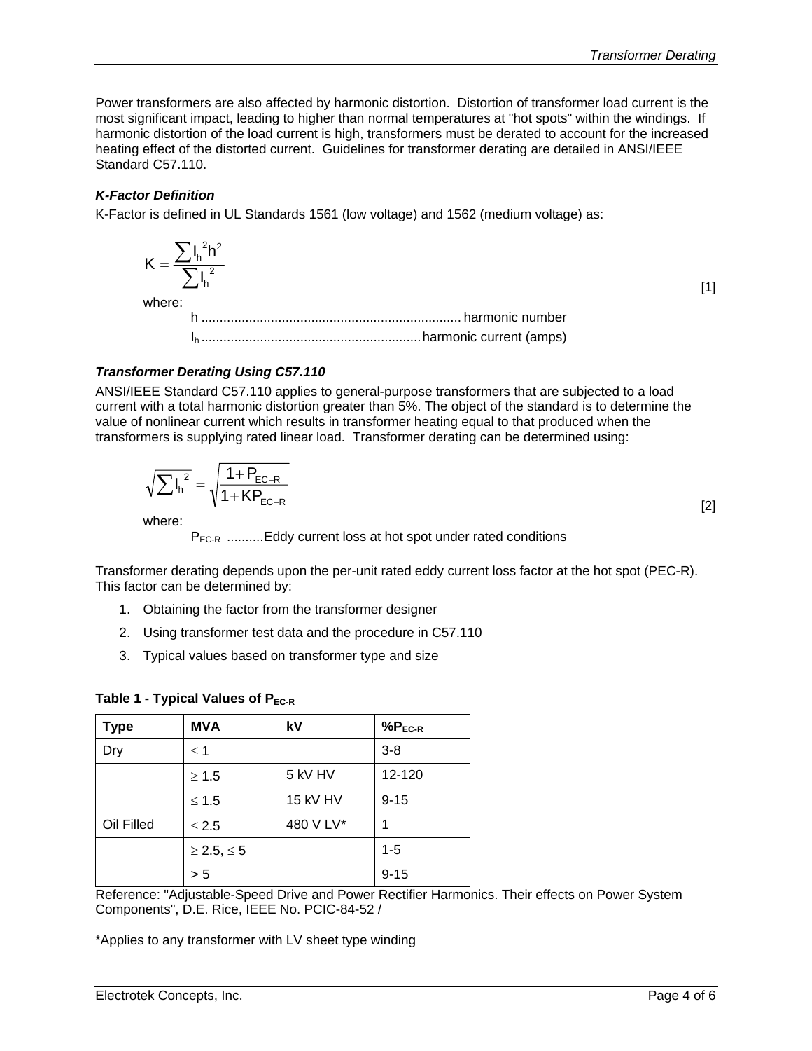Power transformers are also affected by harmonic distortion. Distortion of transformer load current is the most significant impact, leading to higher than normal temperatures at "hot spots" within the windings. If harmonic distortion of the load current is high, transformers must be derated to account for the increased heating effect of the distorted current. Guidelines for transformer derating are detailed in ANSI/IEEE Standard C57.110.

### *K-Factor Definition*

K-Factor is defined in UL Standards 1561 (low voltage) and 1562 (medium voltage) as:

$$K = \frac{\sum I_h^2 h^2}{\sum I_h^2} \qquad [1]$$

where:

- $h$ ........................................................................ harmonic number
- $I_h$ .............................................................. harmonic current (amps)

### *Transformer Derating Using C57.110*

ANSI/IEEE Standard C57.110 applies to general-purpose transformers that are subjected to a load current with a total harmonic distortion greater than 5%. The object of the standard is to determine the value of nonlinear current which results in transformer heating equal to that produced when the transformers is supplying rated linear load. Transformer derating can be determined using:

$$\sqrt{\sum I_h^2} = \sqrt{\frac{1 + P_{EC-R}}{1 + KP_{EC-R}}} \qquad [2]$$

where:

- $P_{EC-R}$ ..........Eddy current loss at hot spot under rated conditions

Transformer derating depends upon the per-unit rated eddy current loss factor at the hot spot (PEC-R). This factor can be determined by:

1. Obtaining the factor from the transformer designer
2. Using transformer test data and the procedure in C57.110
3. Typical values based on transformer type and size

**Table 1 - Typical Values of $P_{EC-R}$**

| Type | MVA | kV | %$P_{EC-R}$ |
|---|---|---|---|
| Dry | ≤ 1 | | 3-8 |
| | ≥ 1.5 | 5 kV HV | 12-120 |
| | ≤ 1.5 | 15 kV HV | 9-15 |
| Oil Filled | ≤ 2.5 | 480 V LV* | 1 |
| | ≥ 2.5, ≤ 5 | | 1-5 |
| | > 5 | | 9-15 |

Reference: "Adjustable-Speed Drive and Power Rectifier Harmonics. Their effects on Power System Components", D.E. Rice, IEEE No. PCIC-84-52 /

*Applies to any transformer with LV sheet type winding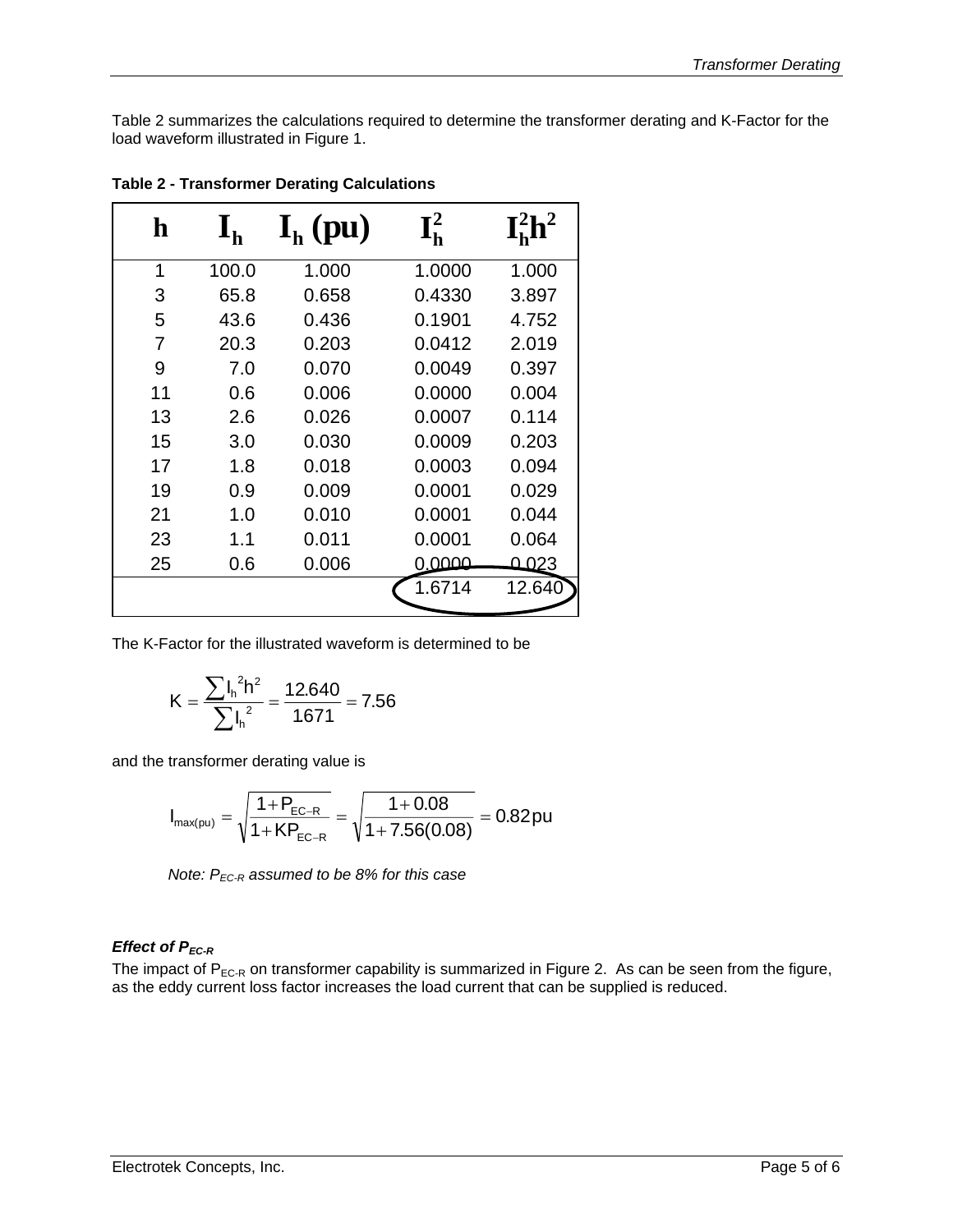Table 2 summarizes the calculations required to determine the transformer derating and K-Factor for the load waveform illustrated in Figure 1.

**Table 2 - Transformer Derating Calculations**

| $h$ | $I_h$ | $I_h$ (pu) | $I_h^2$ | $I_h^2 h^2$ |
|---|---|---|---|---|
| 1 | 100.0 | 1.000 | 1.0000 | 1.000 |
| 3 | 65.8 | 0.658 | 0.4330 | 3.897 |
| 5 | 43.6 | 0.436 | 0.1901 | 4.752 |
| 7 | 20.3 | 0.203 | 0.0412 | 2.019 |
| 9 | 7.0 | 0.070 | 0.0049 | 0.397 |
| 11 | 0.6 | 0.006 | 0.0000 | 0.004 |
| 13 | 2.6 | 0.026 | 0.0007 | 0.114 |
| 15 | 3.0 | 0.030 | 0.0009 | 0.203 |
| 17 | 1.8 | 0.018 | 0.0003 | 0.094 |
| 19 | 0.9 | 0.009 | 0.0001 | 0.029 |
| 21 | 1.0 | 0.010 | 0.0001 | 0.044 |
| 23 | 1.1 | 0.011 | 0.0001 | 0.064 |
| 25 | 0.6 | 0.006 | 0.0000 | 0.023 |
| | | | 1.6714 | 12.640 |

The K-Factor for the illustrated waveform is determined to be

$$K = \frac{\sum I_h^2 h^2}{\sum I_h^2} = \frac{12.640}{1671} = 7.56$$

and the transformer derating value is

$$I_{max(pu)} = \sqrt{\frac{1+P_{EC-R}}{1+KP_{EC-R}}} = \sqrt{\frac{1+0.08}{1+7.56(0.08)}} = 0.82\,\text{pu}$$

*Note: $P_{EC-R}$ assumed to be 8% for this case*

***Effect of $P_{EC-R}$***

The impact of $P_{EC-R}$ on transformer capability is summarized in Figure 2. As can be seen from the figure, as the eddy current loss factor increases the load current that can be supplied is reduced.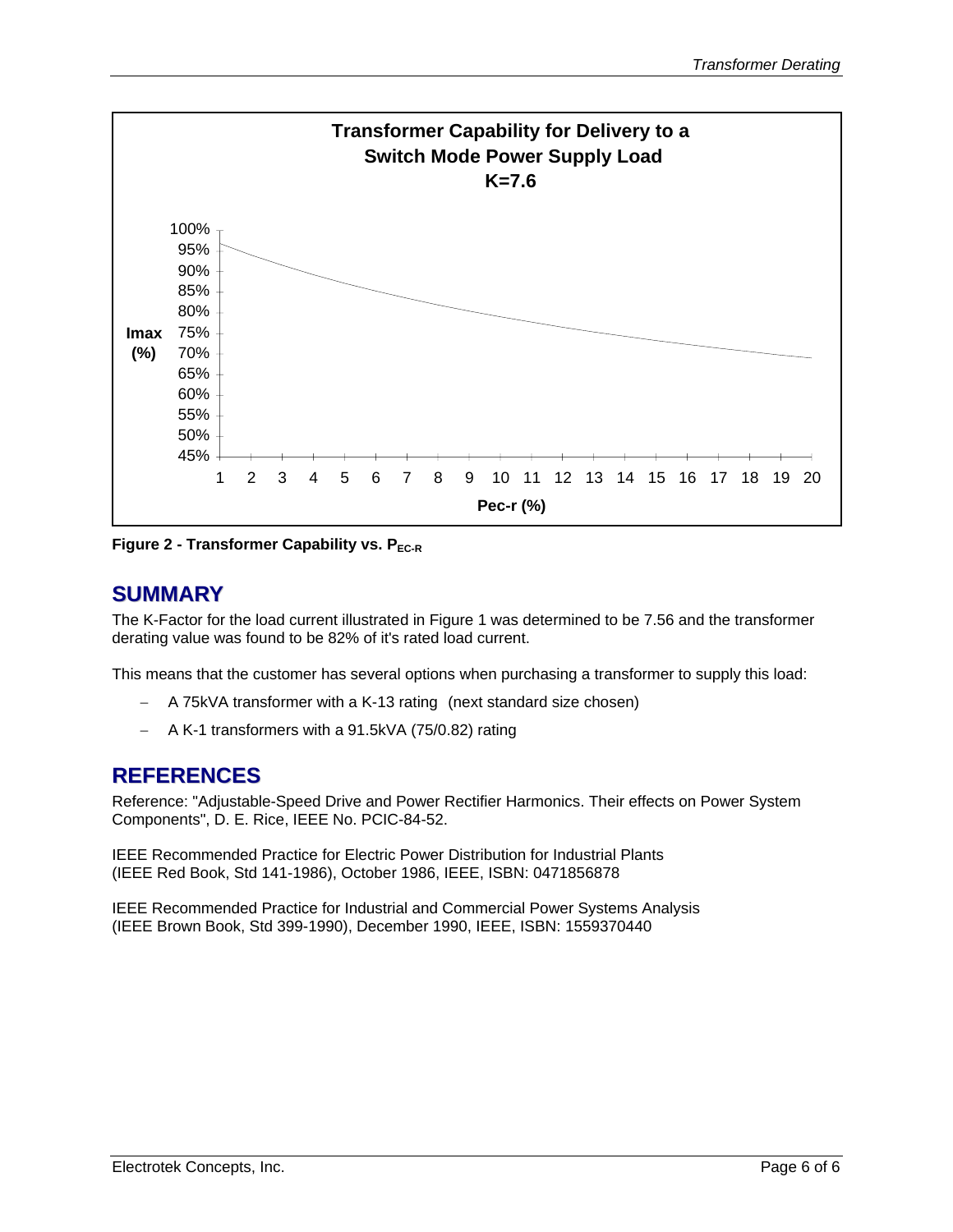Transformer Capability for Delivery to a Switch Mode Power Supply Load

K=7.6

Imax (%)

100%
95%
90%
85%
80%
75%
70%
65%
60%
55%
50%
45%

1 2 3 4 5 6 7 8 9 10 11 12 13 14 15 16 17 18 19 20

Pec-r (%)

**Figure 2 - Transformer Capability vs. $P_{EC-R}$**

## SUMMARY

The K-Factor for the load current illustrated in Figure 1 was determined to be 7.56 and the transformer derating value was found to be 82% of it's rated load current.

This means that the customer has several options when purchasing a transformer to supply this load:

- A 75kVA transformer with a K-13 rating (next standard size chosen)
- A K-1 transformers with a 91.5kVA (75/0.82) rating

## REFERENCES

Reference: "Adjustable-Speed Drive and Power Rectifier Harmonics. Their effects on Power System Components", D. E. Rice, IEEE No. PCIC-84-52.

IEEE Recommended Practice for Electric Power Distribution for Industrial Plants (IEEE Red Book, Std 141-1986), October 1986, IEEE, ISBN: 0471856878

IEEE Recommended Practice for Industrial and Commercial Power Systems Analysis (IEEE Brown Book, Std 399-1990), December 1990, IEEE, ISBN: 1559370440